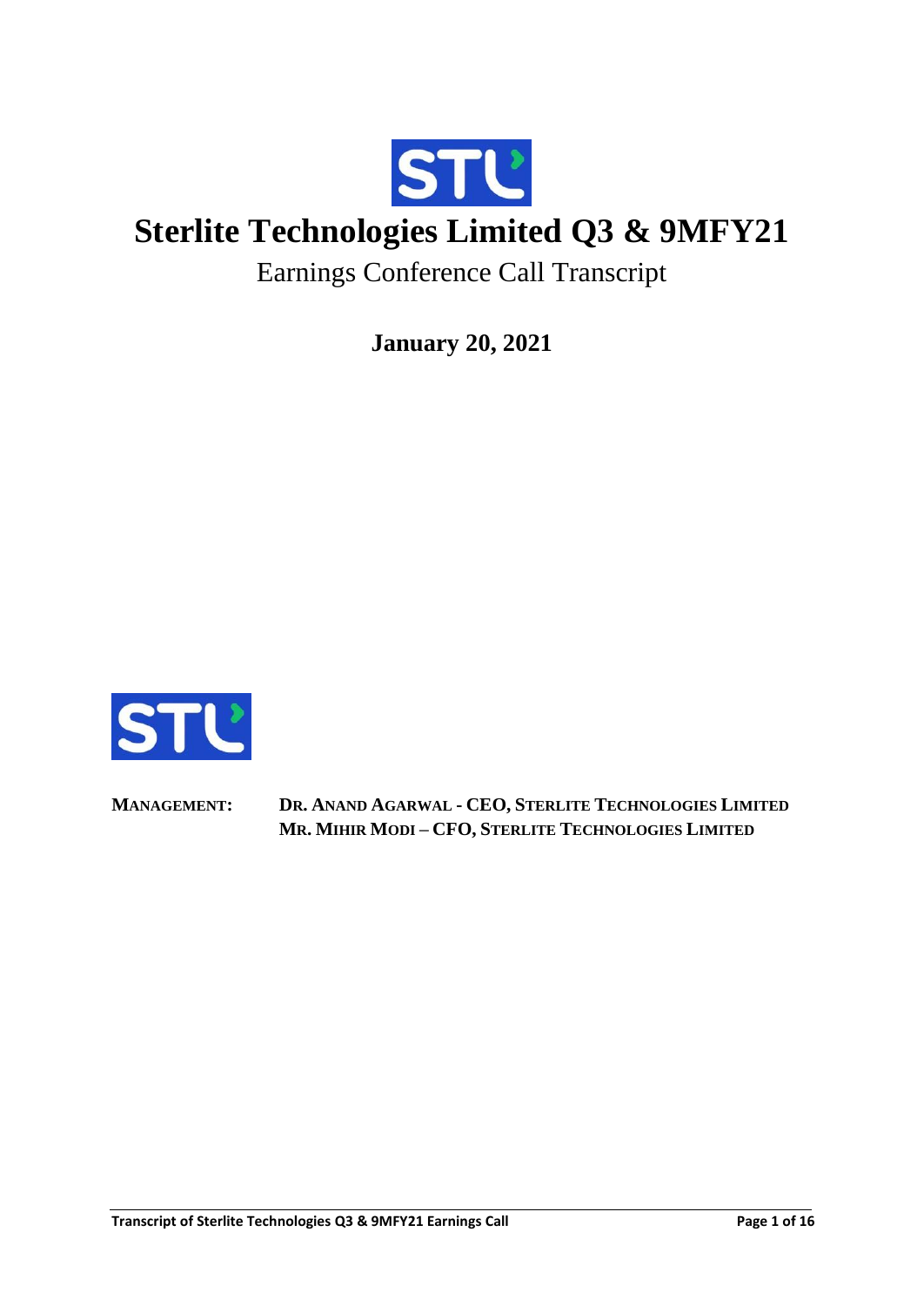# Sterlite Technologies Limited Q3 & 9MFY21

Earnings Conference Call Transcript

**January 20, 2021**

**MANAGEMENT:** **DR. ANAND AGARWAL - CEO, STERLITE TECHNOLOGIES LIMITED**
**MR. MIHIR MODI – CFO, STERLITE TECHNOLOGIES LIMITED**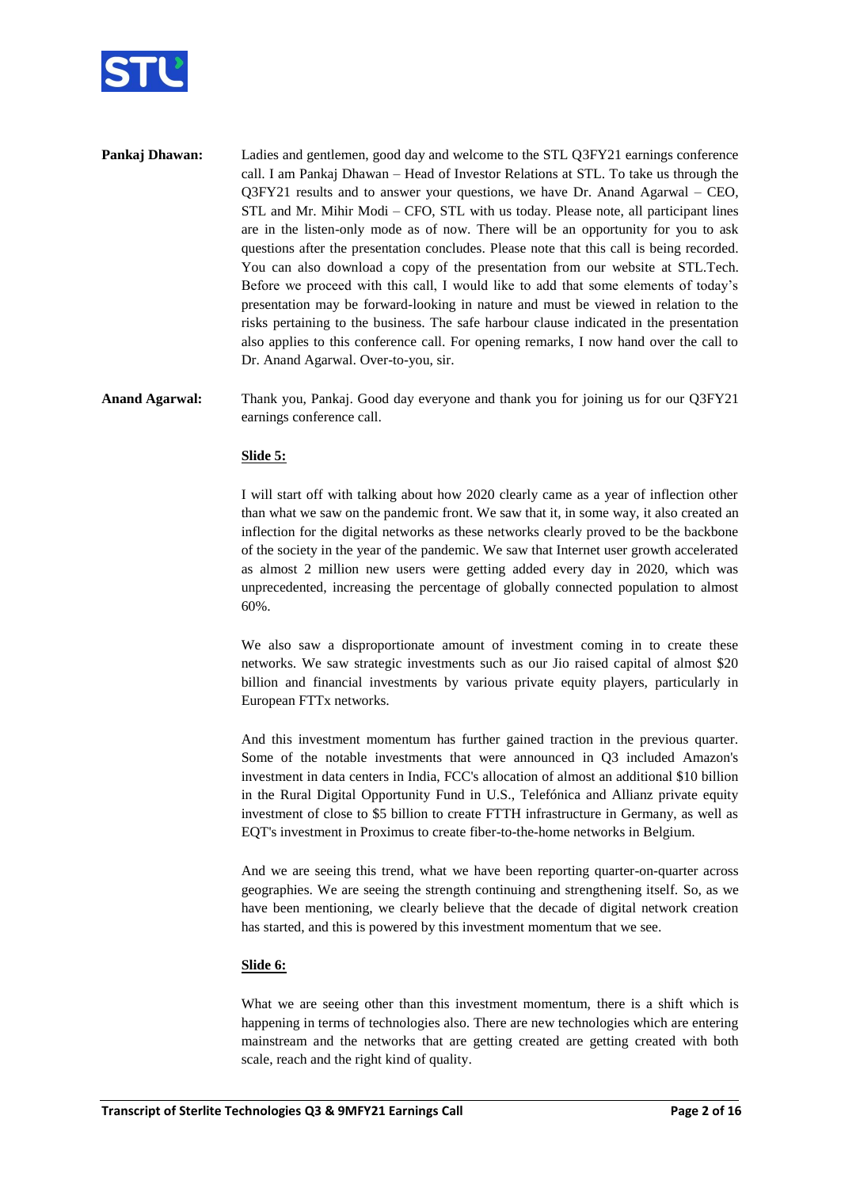**Pankaj Dhawan:** Ladies and gentlemen, good day and welcome to the STL Q3FY21 earnings conference call. I am Pankaj Dhawan – Head of Investor Relations at STL. To take us through the Q3FY21 results and to answer your questions, we have Dr. Anand Agarwal – CEO, STL and Mr. Mihir Modi – CFO, STL with us today. Please note, all participant lines are in the listen-only mode as of now. There will be an opportunity for you to ask questions after the presentation concludes. Please note that this call is being recorded. You can also download a copy of the presentation from our website at STL.Tech. Before we proceed with this call, I would like to add that some elements of today's presentation may be forward-looking in nature and must be viewed in relation to the risks pertaining to the business. The safe harbour clause indicated in the presentation also applies to this conference call. For opening remarks, I now hand over the call to Dr. Anand Agarwal. Over-to-you, sir.

**Anand Agarwal:** Thank you, Pankaj. Good day everyone and thank you for joining us for our Q3FY21 earnings conference call.

**Slide 5:**

I will start off with talking about how 2020 clearly came as a year of inflection other than what we saw on the pandemic front. We saw that it, in some way, it also created an inflection for the digital networks as these networks clearly proved to be the backbone of the society in the year of the pandemic. We saw that Internet user growth accelerated as almost 2 million new users were getting added every day in 2020, which was unprecedented, increasing the percentage of globally connected population to almost 60%.

We also saw a disproportionate amount of investment coming in to create these networks. We saw strategic investments such as our Jio raised capital of almost $20 billion and financial investments by various private equity players, particularly in European FTTx networks.

And this investment momentum has further gained traction in the previous quarter. Some of the notable investments that were announced in Q3 included Amazon's investment in data centers in India, FCC's allocation of almost an additional $10 billion in the Rural Digital Opportunity Fund in U.S., Telefónica and Allianz private equity investment of close to $5 billion to create FTTH infrastructure in Germany, as well as EQT's investment in Proximus to create fiber-to-the-home networks in Belgium.

And we are seeing this trend, what we have been reporting quarter-on-quarter across geographies. We are seeing the strength continuing and strengthening itself. So, as we have been mentioning, we clearly believe that the decade of digital network creation has started, and this is powered by this investment momentum that we see.

**Slide 6:**

What we are seeing other than this investment momentum, there is a shift which is happening in terms of technologies also. There are new technologies which are entering mainstream and the networks that are getting created are getting created with both scale, reach and the right kind of quality.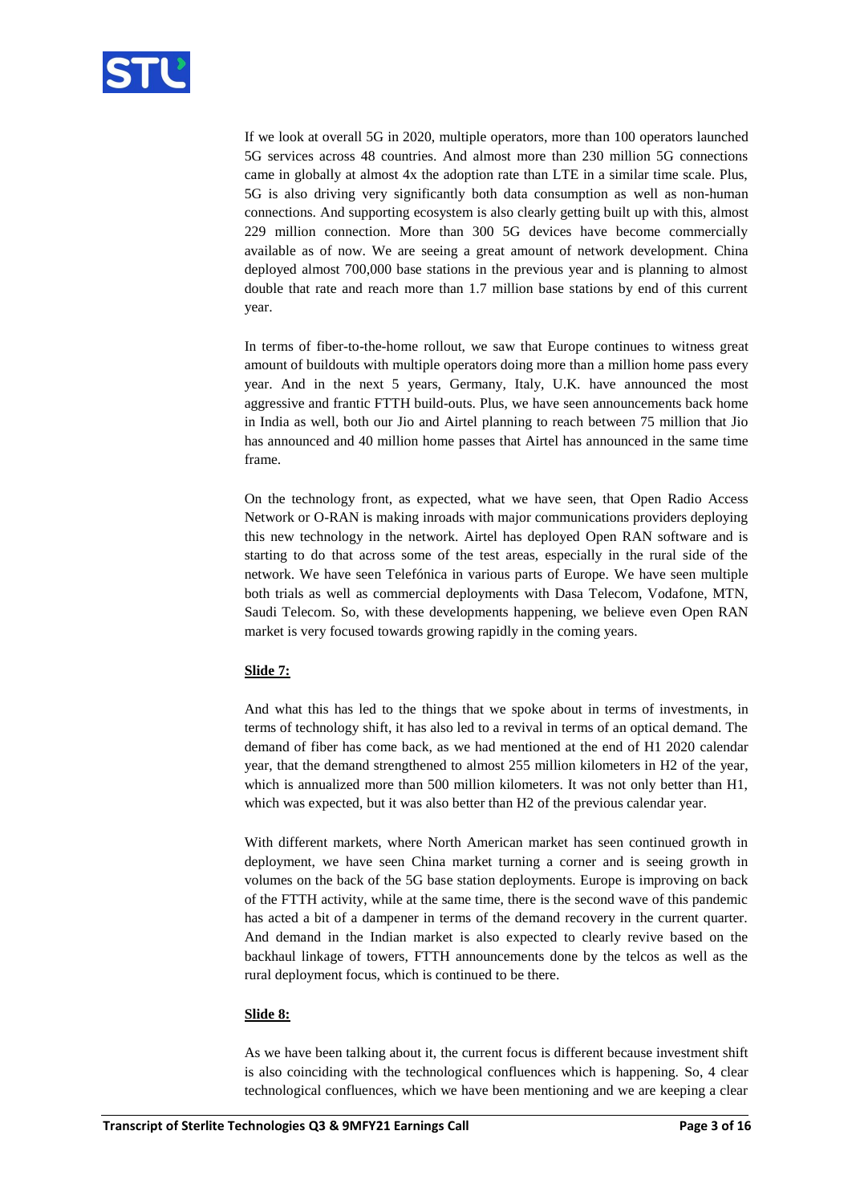If we look at overall 5G in 2020, multiple operators, more than 100 operators launched 5G services across 48 countries. And almost more than 230 million 5G connections came in globally at almost 4x the adoption rate than LTE in a similar time scale. Plus, 5G is also driving very significantly both data consumption as well as non-human connections. And supporting ecosystem is also clearly getting built up with this, almost 229 million connection. More than 300 5G devices have become commercially available as of now. We are seeing a great amount of network development. China deployed almost 700,000 base stations in the previous year and is planning to almost double that rate and reach more than 1.7 million base stations by end of this current year.

In terms of fiber-to-the-home rollout, we saw that Europe continues to witness great amount of buildouts with multiple operators doing more than a million home pass every year. And in the next 5 years, Germany, Italy, U.K. have announced the most aggressive and frantic FTTH build-outs. Plus, we have seen announcements back home in India as well, both our Jio and Airtel planning to reach between 75 million that Jio has announced and 40 million home passes that Airtel has announced in the same time frame.

On the technology front, as expected, what we have seen, that Open Radio Access Network or O-RAN is making inroads with major communications providers deploying this new technology in the network. Airtel has deployed Open RAN software and is starting to do that across some of the test areas, especially in the rural side of the network. We have seen Telefónica in various parts of Europe. We have seen multiple both trials as well as commercial deployments with Dasa Telecom, Vodafone, MTN, Saudi Telecom. So, with these developments happening, we believe even Open RAN market is very focused towards growing rapidly in the coming years.

**Slide 7:**

And what this has led to the things that we spoke about in terms of investments, in terms of technology shift, it has also led to a revival in terms of an optical demand. The demand of fiber has come back, as we had mentioned at the end of H1 2020 calendar year, that the demand strengthened to almost 255 million kilometers in H2 of the year, which is annualized more than 500 million kilometers. It was not only better than H1, which was expected, but it was also better than H2 of the previous calendar year.

With different markets, where North American market has seen continued growth in deployment, we have seen China market turning a corner and is seeing growth in volumes on the back of the 5G base station deployments. Europe is improving on back of the FTTH activity, while at the same time, there is the second wave of this pandemic has acted a bit of a dampener in terms of the demand recovery in the current quarter. And demand in the Indian market is also expected to clearly revive based on the backhaul linkage of towers, FTTH announcements done by the telcos as well as the rural deployment focus, which is continued to be there.

**Slide 8:**

As we have been talking about it, the current focus is different because investment shift is also coinciding with the technological confluences which is happening. So, 4 clear technological confluences, which we have been mentioning and we are keeping a clear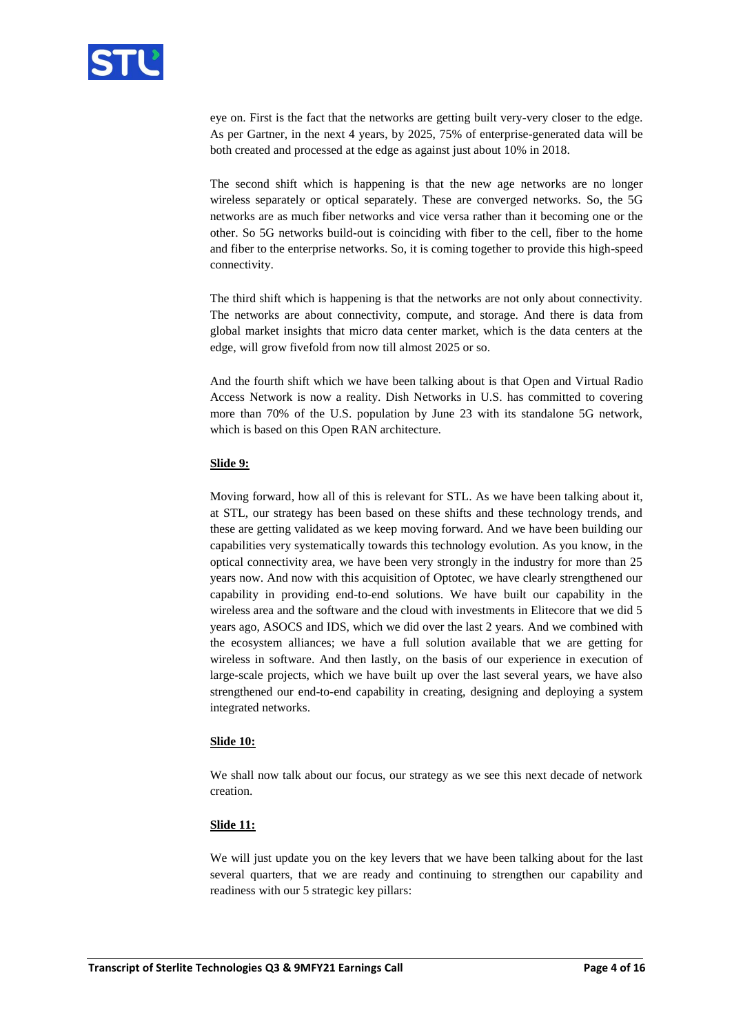eye on. First is the fact that the networks are getting built very-very closer to the edge. As per Gartner, in the next 4 years, by 2025, 75% of enterprise-generated data will be both created and processed at the edge as against just about 10% in 2018.

The second shift which is happening is that the new age networks are no longer wireless separately or optical separately. These are converged networks. So, the 5G networks are as much fiber networks and vice versa rather than it becoming one or the other. So 5G networks build-out is coinciding with fiber to the cell, fiber to the home and fiber to the enterprise networks. So, it is coming together to provide this high-speed connectivity.

The third shift which is happening is that the networks are not only about connectivity. The networks are about connectivity, compute, and storage. And there is data from global market insights that micro data center market, which is the data centers at the edge, will grow fivefold from now till almost 2025 or so.

And the fourth shift which we have been talking about is that Open and Virtual Radio Access Network is now a reality. Dish Networks in U.S. has committed to covering more than 70% of the U.S. population by June 23 with its standalone 5G network, which is based on this Open RAN architecture.

**Slide 9:**

Moving forward, how all of this is relevant for STL. As we have been talking about it, at STL, our strategy has been based on these shifts and these technology trends, and these are getting validated as we keep moving forward. And we have been building our capabilities very systematically towards this technology evolution. As you know, in the optical connectivity area, we have been very strongly in the industry for more than 25 years now. And now with this acquisition of Optotec, we have clearly strengthened our capability in providing end-to-end solutions. We have built our capability in the wireless area and the software and the cloud with investments in Elitecore that we did 5 years ago, ASOCS and IDS, which we did over the last 2 years. And we combined with the ecosystem alliances; we have a full solution available that we are getting for wireless in software. And then lastly, on the basis of our experience in execution of large-scale projects, which we have built up over the last several years, we have also strengthened our end-to-end capability in creating, designing and deploying a system integrated networks.

**Slide 10:**

We shall now talk about our focus, our strategy as we see this next decade of network creation.

**Slide 11:**

We will just update you on the key levers that we have been talking about for the last several quarters, that we are ready and continuing to strengthen our capability and readiness with our 5 strategic key pillars: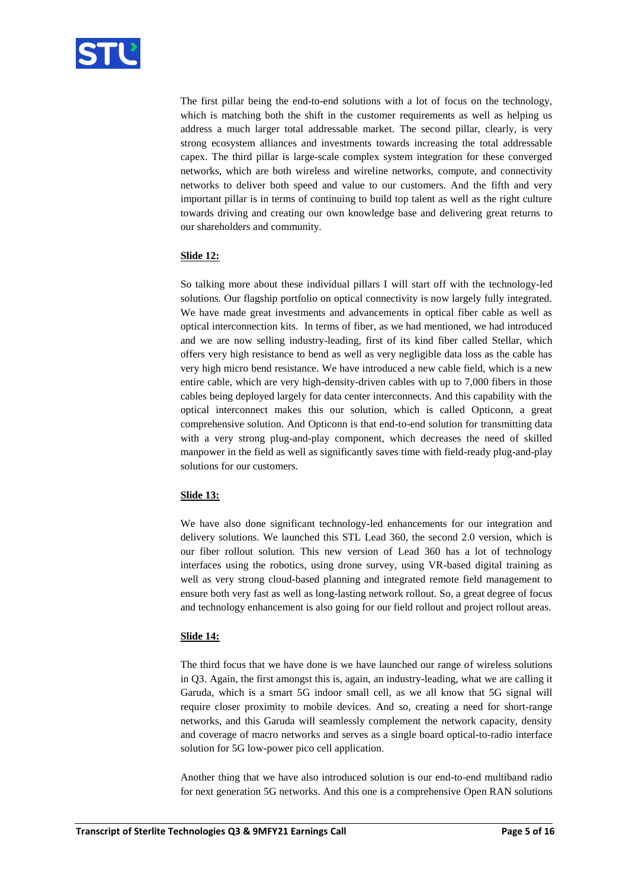The first pillar being the end-to-end solutions with a lot of focus on the technology, which is matching both the shift in the customer requirements as well as helping us address a much larger total addressable market. The second pillar, clearly, is very strong ecosystem alliances and investments towards increasing the total addressable capex. The third pillar is large-scale complex system integration for these converged networks, which are both wireless and wireline networks, compute, and connectivity networks to deliver both speed and value to our customers. And the fifth and very important pillar is in terms of continuing to build top talent as well as the right culture towards driving and creating our own knowledge base and delivering great returns to our shareholders and community.

**Slide 12:**

So talking more about these individual pillars I will start off with the technology-led solutions. Our flagship portfolio on optical connectivity is now largely fully integrated. We have made great investments and advancements in optical fiber cable as well as optical interconnection kits. In terms of fiber, as we had mentioned, we had introduced and we are now selling industry-leading, first of its kind fiber called Stellar, which offers very high resistance to bend as well as very negligible data loss as the cable has very high micro bend resistance. We have introduced a new cable field, which is a new entire cable, which are very high-density-driven cables with up to 7,000 fibers in those cables being deployed largely for data center interconnects. And this capability with the optical interconnect makes this our solution, which is called Opticonn, a great comprehensive solution. And Opticonn is that end-to-end solution for transmitting data with a very strong plug-and-play component, which decreases the need of skilled manpower in the field as well as significantly saves time with field-ready plug-and-play solutions for our customers.

**Slide 13:**

We have also done significant technology-led enhancements for our integration and delivery solutions. We launched this STL Lead 360, the second 2.0 version, which is our fiber rollout solution. This new version of Lead 360 has a lot of technology interfaces using the robotics, using drone survey, using VR-based digital training as well as very strong cloud-based planning and integrated remote field management to ensure both very fast as well as long-lasting network rollout. So, a great degree of focus and technology enhancement is also going for our field rollout and project rollout areas.

**Slide 14:**

The third focus that we have done is we have launched our range of wireless solutions in Q3. Again, the first amongst this is, again, an industry-leading, what we are calling it Garuda, which is a smart 5G indoor small cell, as we all know that 5G signal will require closer proximity to mobile devices. And so, creating a need for short-range networks, and this Garuda will seamlessly complement the network capacity, density and coverage of macro networks and serves as a single board optical-to-radio interface solution for 5G low-power pico cell application.

Another thing that we have also introduced solution is our end-to-end multiband radio for next generation 5G networks. And this one is a comprehensive Open RAN solutions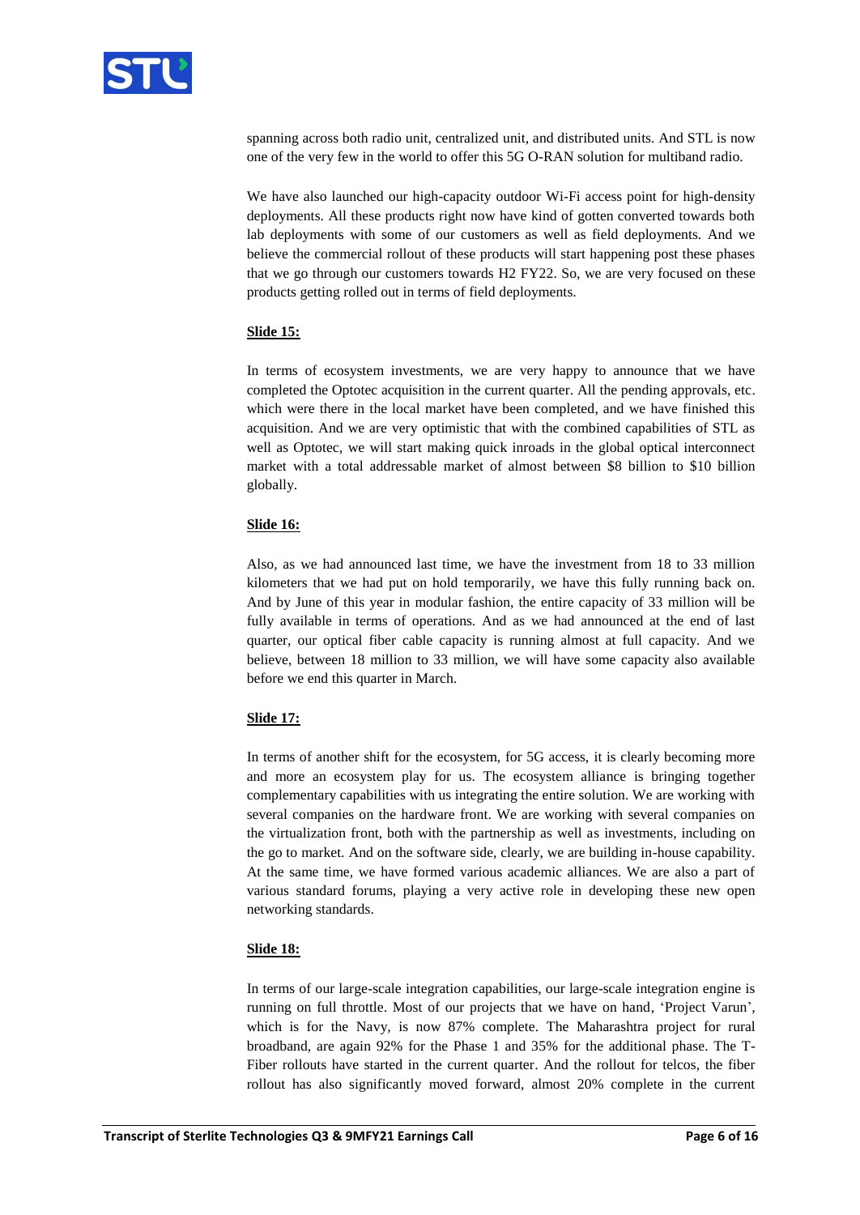spanning across both radio unit, centralized unit, and distributed units. And STL is now one of the very few in the world to offer this 5G O-RAN solution for multiband radio.

We have also launched our high-capacity outdoor Wi-Fi access point for high-density deployments. All these products right now have kind of gotten converted towards both lab deployments with some of our customers as well as field deployments. And we believe the commercial rollout of these products will start happening post these phases that we go through our customers towards H2 FY22. So, we are very focused on these products getting rolled out in terms of field deployments.

**Slide 15:**

In terms of ecosystem investments, we are very happy to announce that we have completed the Optotec acquisition in the current quarter. All the pending approvals, etc. which were there in the local market have been completed, and we have finished this acquisition. And we are very optimistic that with the combined capabilities of STL as well as Optotec, we will start making quick inroads in the global optical interconnect market with a total addressable market of almost between $8 billion to $10 billion globally.

**Slide 16:**

Also, as we had announced last time, we have the investment from 18 to 33 million kilometers that we had put on hold temporarily, we have this fully running back on. And by June of this year in modular fashion, the entire capacity of 33 million will be fully available in terms of operations. And as we had announced at the end of last quarter, our optical fiber cable capacity is running almost at full capacity. And we believe, between 18 million to 33 million, we will have some capacity also available before we end this quarter in March.

**Slide 17:**

In terms of another shift for the ecosystem, for 5G access, it is clearly becoming more and more an ecosystem play for us. The ecosystem alliance is bringing together complementary capabilities with us integrating the entire solution. We are working with several companies on the hardware front. We are working with several companies on the virtualization front, both with the partnership as well as investments, including on the go to market. And on the software side, clearly, we are building in-house capability. At the same time, we have formed various academic alliances. We are also a part of various standard forums, playing a very active role in developing these new open networking standards.

**Slide 18:**

In terms of our large-scale integration capabilities, our large-scale integration engine is running on full throttle. Most of our projects that we have on hand, 'Project Varun', which is for the Navy, is now 87% complete. The Maharashtra project for rural broadband, are again 92% for the Phase 1 and 35% for the additional phase. The T-Fiber rollouts have started in the current quarter. And the rollout for telcos, the fiber rollout has also significantly moved forward, almost 20% complete in the current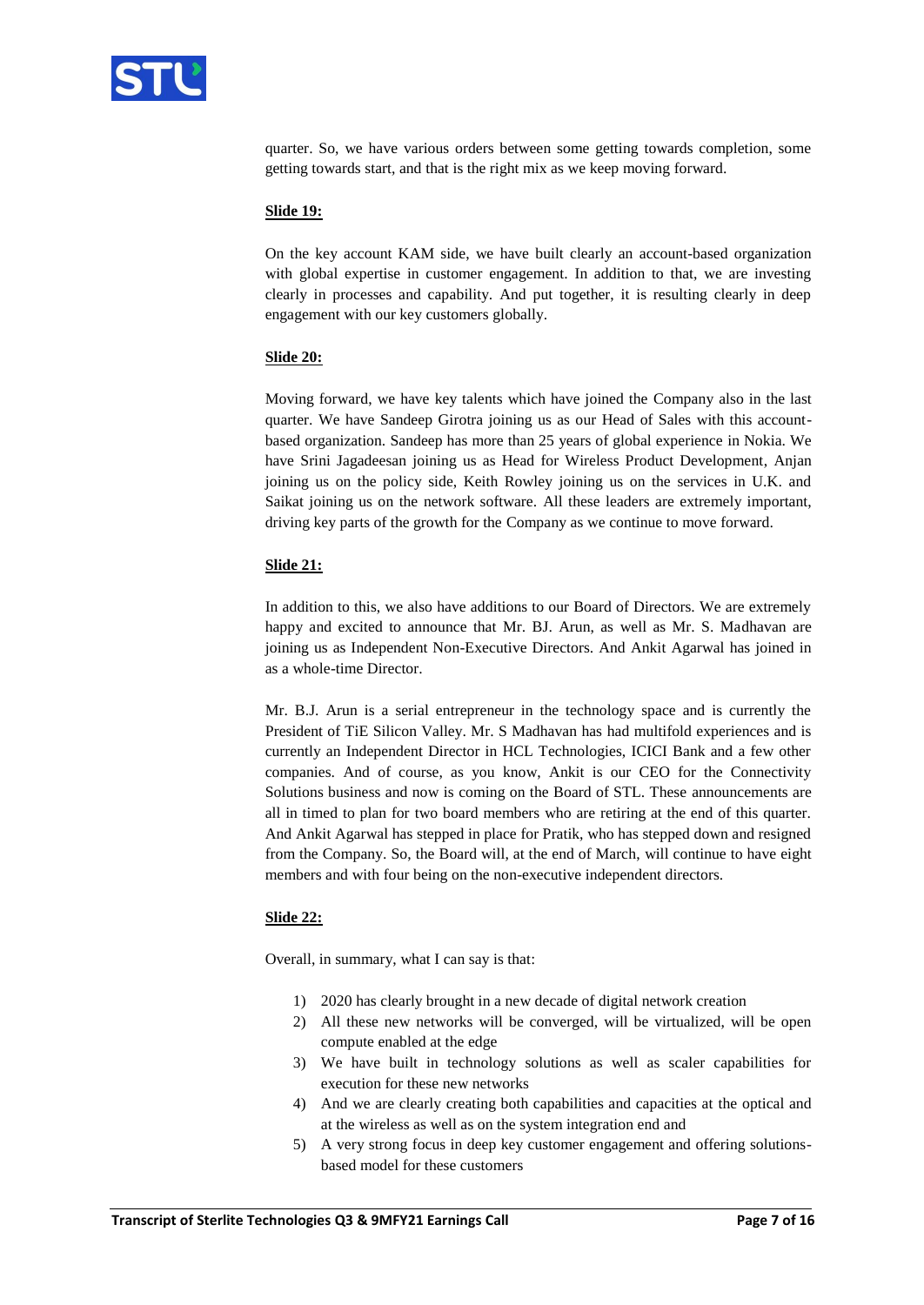quarter. So, we have various orders between some getting towards completion, some getting towards start, and that is the right mix as we keep moving forward.

**Slide 19:**

On the key account KAM side, we have built clearly an account-based organization with global expertise in customer engagement. In addition to that, we are investing clearly in processes and capability. And put together, it is resulting clearly in deep engagement with our key customers globally.

**Slide 20:**

Moving forward, we have key talents which have joined the Company also in the last quarter. We have Sandeep Girotra joining us as our Head of Sales with this account-based organization. Sandeep has more than 25 years of global experience in Nokia. We have Srini Jagadeesan joining us as Head for Wireless Product Development, Anjan joining us on the policy side, Keith Rowley joining us on the services in U.K. and Saikat joining us on the network software. All these leaders are extremely important, driving key parts of the growth for the Company as we continue to move forward.

**Slide 21:**

In addition to this, we also have additions to our Board of Directors. We are extremely happy and excited to announce that Mr. BJ. Arun, as well as Mr. S. Madhavan are joining us as Independent Non-Executive Directors. And Ankit Agarwal has joined in as a whole-time Director.

Mr. B.J. Arun is a serial entrepreneur in the technology space and is currently the President of TiE Silicon Valley. Mr. S Madhavan has had multifold experiences and is currently an Independent Director in HCL Technologies, ICICI Bank and a few other companies. And of course, as you know, Ankit is our CEO for the Connectivity Solutions business and now is coming on the Board of STL. These announcements are all in timed to plan for two board members who are retiring at the end of this quarter. And Ankit Agarwal has stepped in place for Pratik, who has stepped down and resigned from the Company. So, the Board will, at the end of March, will continue to have eight members and with four being on the non-executive independent directors.

**Slide 22:**

Overall, in summary, what I can say is that:

1) 2020 has clearly brought in a new decade of digital network creation
2) All these new networks will be converged, will be virtualized, will be open compute enabled at the edge
3) We have built in technology solutions as well as scaler capabilities for execution for these new networks
4) And we are clearly creating both capabilities and capacities at the optical and at the wireless as well as on the system integration end and
5) A very strong focus in deep key customer engagement and offering solutions-based model for these customers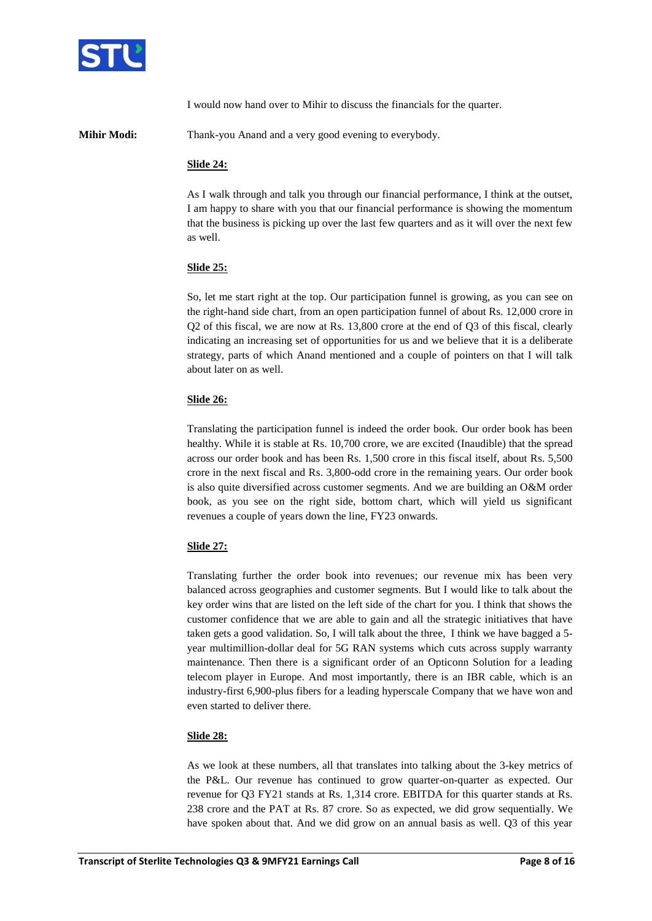I would now hand over to Mihir to discuss the financials for the quarter.

**Mihir Modi:** Thank-you Anand and a very good evening to everybody.

**Slide 24:**

As I walk through and talk you through our financial performance, I think at the outset, I am happy to share with you that our financial performance is showing the momentum that the business is picking up over the last few quarters and as it will over the next few as well.

**Slide 25:**

So, let me start right at the top. Our participation funnel is growing, as you can see on the right-hand side chart, from an open participation funnel of about Rs. 12,000 crore in Q2 of this fiscal, we are now at Rs. 13,800 crore at the end of Q3 of this fiscal, clearly indicating an increasing set of opportunities for us and we believe that it is a deliberate strategy, parts of which Anand mentioned and a couple of pointers on that I will talk about later on as well.

**Slide 26:**

Translating the participation funnel is indeed the order book. Our order book has been healthy. While it is stable at Rs. 10,700 crore, we are excited (Inaudible) that the spread across our order book and has been Rs. 1,500 crore in this fiscal itself, about Rs. 5,500 crore in the next fiscal and Rs. 3,800-odd crore in the remaining years. Our order book is also quite diversified across customer segments. And we are building an O&M order book, as you see on the right side, bottom chart, which will yield us significant revenues a couple of years down the line, FY23 onwards.

**Slide 27:**

Translating further the order book into revenues; our revenue mix has been very balanced across geographies and customer segments. But I would like to talk about the key order wins that are listed on the left side of the chart for you. I think that shows the customer confidence that we are able to gain and all the strategic initiatives that have taken gets a good validation. So, I will talk about the three, I think we have bagged a 5-year multimillion-dollar deal for 5G RAN systems which cuts across supply warranty maintenance. Then there is a significant order of an Opticonn Solution for a leading telecom player in Europe. And most importantly, there is an IBR cable, which is an industry-first 6,900-plus fibers for a leading hyperscale Company that we have won and even started to deliver there.

**Slide 28:**

As we look at these numbers, all that translates into talking about the 3-key metrics of the P&L. Our revenue has continued to grow quarter-on-quarter as expected. Our revenue for Q3 FY21 stands at Rs. 1,314 crore. EBITDA for this quarter stands at Rs. 238 crore and the PAT at Rs. 87 crore. So as expected, we did grow sequentially. We have spoken about that. And we did grow on an annual basis as well. Q3 of this year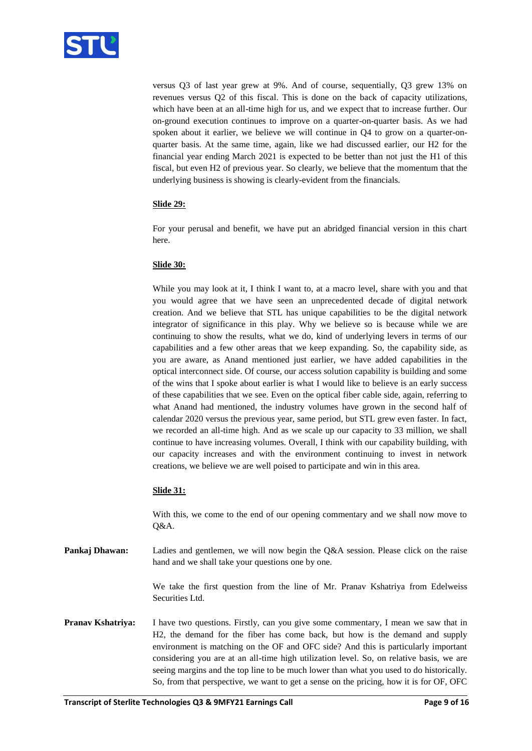versus Q3 of last year grew at 9%. And of course, sequentially, Q3 grew 13% on revenues versus Q2 of this fiscal. This is done on the back of capacity utilizations, which have been at an all-time high for us, and we expect that to increase further. Our on-ground execution continues to improve on a quarter-on-quarter basis. As we had spoken about it earlier, we believe we will continue in Q4 to grow on a quarter-on-quarter basis. At the same time, again, like we had discussed earlier, our H2 for the financial year ending March 2021 is expected to be better than not just the H1 of this fiscal, but even H2 of previous year. So clearly, we believe that the momentum that the underlying business is showing is clearly-evident from the financials.

**Slide 29:**

For your perusal and benefit, we have put an abridged financial version in this chart here.

**Slide 30:**

While you may look at it, I think I want to, at a macro level, share with you and that you would agree that we have seen an unprecedented decade of digital network creation. And we believe that STL has unique capabilities to be the digital network integrator of significance in this play. Why we believe so is because while we are continuing to show the results, what we do, kind of underlying levers in terms of our capabilities and a few other areas that we keep expanding. So, the capability side, as you are aware, as Anand mentioned just earlier, we have added capabilities in the optical interconnect side. Of course, our access solution capability is building and some of the wins that I spoke about earlier is what I would like to believe is an early success of these capabilities that we see. Even on the optical fiber cable side, again, referring to what Anand had mentioned, the industry volumes have grown in the second half of calendar 2020 versus the previous year, same period, but STL grew even faster. In fact, we recorded an all-time high. And as we scale up our capacity to 33 million, we shall continue to have increasing volumes. Overall, I think with our capability building, with our capacity increases and with the environment continuing to invest in network creations, we believe we are well poised to participate and win in this area.

**Slide 31:**

With this, we come to the end of our opening commentary and we shall now move to Q&A.

**Pankaj Dhawan:** Ladies and gentlemen, we will now begin the Q&A session. Please click on the raise hand and we shall take your questions one by one.

We take the first question from the line of Mr. Pranav Kshatriya from Edelweiss Securities Ltd.

**Pranav Kshatriya:** I have two questions. Firstly, can you give some commentary, I mean we saw that in H2, the demand for the fiber has come back, but how is the demand and supply environment is matching on the OF and OFC side? And this is particularly important considering you are at an all-time high utilization level. So, on relative basis, we are seeing margins and the top line to be much lower than what you used to do historically. So, from that perspective, we want to get a sense on the pricing, how it is for OF, OFC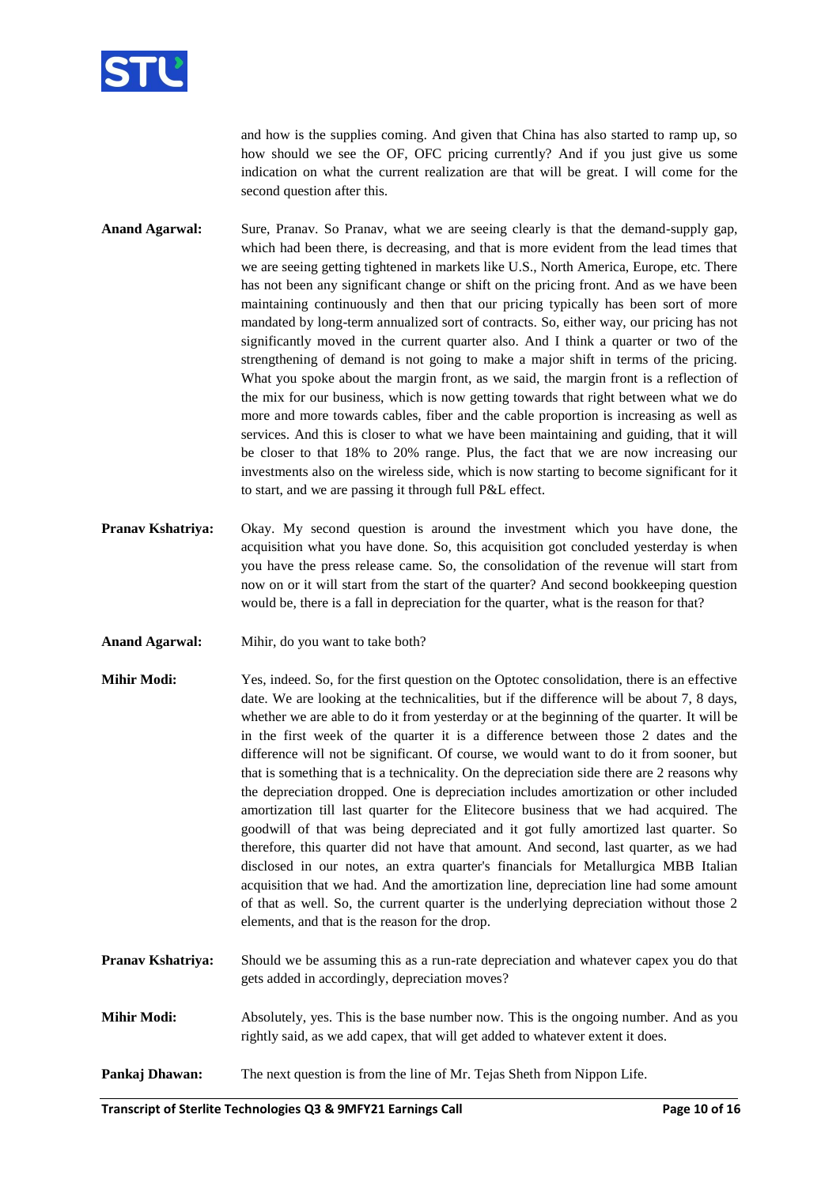and how is the supplies coming. And given that China has also started to ramp up, so how should we see the OF, OFC pricing currently? And if you just give us some indication on what the current realization are that will be great. I will come for the second question after this.

**Anand Agarwal:** Sure, Pranav. So Pranav, what we are seeing clearly is that the demand-supply gap, which had been there, is decreasing, and that is more evident from the lead times that we are seeing getting tightened in markets like U.S., North America, Europe, etc. There has not been any significant change or shift on the pricing front. And as we have been maintaining continuously and then that our pricing typically has been sort of more mandated by long-term annualized sort of contracts. So, either way, our pricing has not significantly moved in the current quarter also. And I think a quarter or two of the strengthening of demand is not going to make a major shift in terms of the pricing. What you spoke about the margin front, as we said, the margin front is a reflection of the mix for our business, which is now getting towards that right between what we do more and more towards cables, fiber and the cable proportion is increasing as well as services. And this is closer to what we have been maintaining and guiding, that it will be closer to that 18% to 20% range. Plus, the fact that we are now increasing our investments also on the wireless side, which is now starting to become significant for it to start, and we are passing it through full P&L effect.

**Pranav Kshatriya:** Okay. My second question is around the investment which you have done, the acquisition what you have done. So, this acquisition got concluded yesterday is when you have the press release came. So, the consolidation of the revenue will start from now on or it will start from the start of the quarter? And second bookkeeping question would be, there is a fall in depreciation for the quarter, what is the reason for that?

**Anand Agarwal:** Mihir, do you want to take both?

**Mihir Modi:** Yes, indeed. So, for the first question on the Optotec consolidation, there is an effective date. We are looking at the technicalities, but if the difference will be about 7, 8 days, whether we are able to do it from yesterday or at the beginning of the quarter. It will be in the first week of the quarter it is a difference between those 2 dates and the difference will not be significant. Of course, we would want to do it from sooner, but that is something that is a technicality. On the depreciation side there are 2 reasons why the depreciation dropped. One is depreciation includes amortization or other included amortization till last quarter for the Elitecore business that we had acquired. The goodwill of that was being depreciated and it got fully amortized last quarter. So therefore, this quarter did not have that amount. And second, last quarter, as we had disclosed in our notes, an extra quarter's financials for Metallurgica MBB Italian acquisition that we had. And the amortization line, depreciation line had some amount of that as well. So, the current quarter is the underlying depreciation without those 2 elements, and that is the reason for the drop.

**Pranav Kshatriya:** Should we be assuming this as a run-rate depreciation and whatever capex you do that gets added in accordingly, depreciation moves?

**Mihir Modi:** Absolutely, yes. This is the base number now. This is the ongoing number. And as you rightly said, as we add capex, that will get added to whatever extent it does.

**Pankaj Dhawan:** The next question is from the line of Mr. Tejas Sheth from Nippon Life.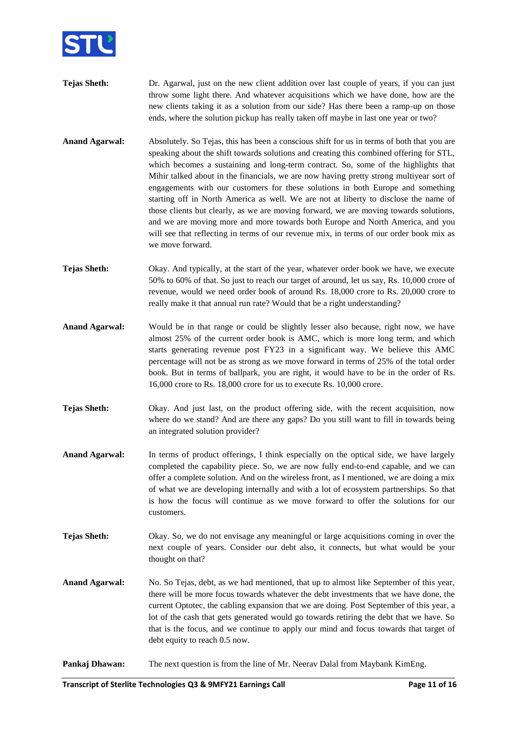**Tejas Sheth:** Dr. Agarwal, just on the new client addition over last couple of years, if you can just throw some light there. And whatever acquisitions which we have done, how are the new clients taking it as a solution from our side? Has there been a ramp-up on those ends, where the solution pickup has really taken off maybe in last one year or two?

**Anand Agarwal:** Absolutely. So Tejas, this has been a conscious shift for us in terms of both that you are speaking about the shift towards solutions and creating this combined offering for STL, which becomes a sustaining and long-term contract. So, some of the highlights that Mihir talked about in the financials, we are now having pretty strong multiyear sort of engagements with our customers for these solutions in both Europe and something starting off in North America as well. We are not at liberty to disclose the name of those clients but clearly, as we are moving forward, we are moving towards solutions, and we are moving more and more towards both Europe and North America, and you will see that reflecting in terms of our revenue mix, in terms of our order book mix as we move forward.

**Tejas Sheth:** Okay. And typically, at the start of the year, whatever order book we have, we execute 50% to 60% of that. So just to reach our target of around, let us say, Rs. 10,000 crore of revenue, would we need order book of around Rs. 18,000 crore to Rs. 20,000 crore to really make it that annual run rate? Would that be a right understanding?

**Anand Agarwal:** Would be in that range or could be slightly lesser also because, right now, we have almost 25% of the current order book is AMC, which is more long term, and which starts generating revenue post FY23 in a significant way. We believe this AMC percentage will not be as strong as we move forward in terms of 25% of the total order book. But in terms of ballpark, you are right, it would have to be in the order of Rs. 16,000 crore to Rs. 18,000 crore for us to execute Rs. 10,000 crore.

**Tejas Sheth:** Okay. And just last, on the product offering side, with the recent acquisition, now where do we stand? And are there any gaps? Do you still want to fill in towards being an integrated solution provider?

**Anand Agarwal:** In terms of product offerings, I think especially on the optical side, we have largely completed the capability piece. So, we are now fully end-to-end capable, and we can offer a complete solution. And on the wireless front, as I mentioned, we are doing a mix of what we are developing internally and with a lot of ecosystem partnerships. So that is how the focus will continue as we move forward to offer the solutions for our customers.

**Tejas Sheth:** Okay. So, we do not envisage any meaningful or large acquisitions coming in over the next couple of years. Consider our debt also, it connects, but what would be your thought on that?

**Anand Agarwal:** No. So Tejas, debt, as we had mentioned, that up to almost like September of this year, there will be more focus towards whatever the debt investments that we have done, the current Optotec, the cabling expansion that we are doing. Post September of this year, a lot of the cash that gets generated would go towards retiring the debt that we have. So that is the focus, and we continue to apply our mind and focus towards that target of debt equity to reach 0.5 now.

**Pankaj Dhawan:** The next question is from the line of Mr. Neerav Dalal from Maybank KimEng.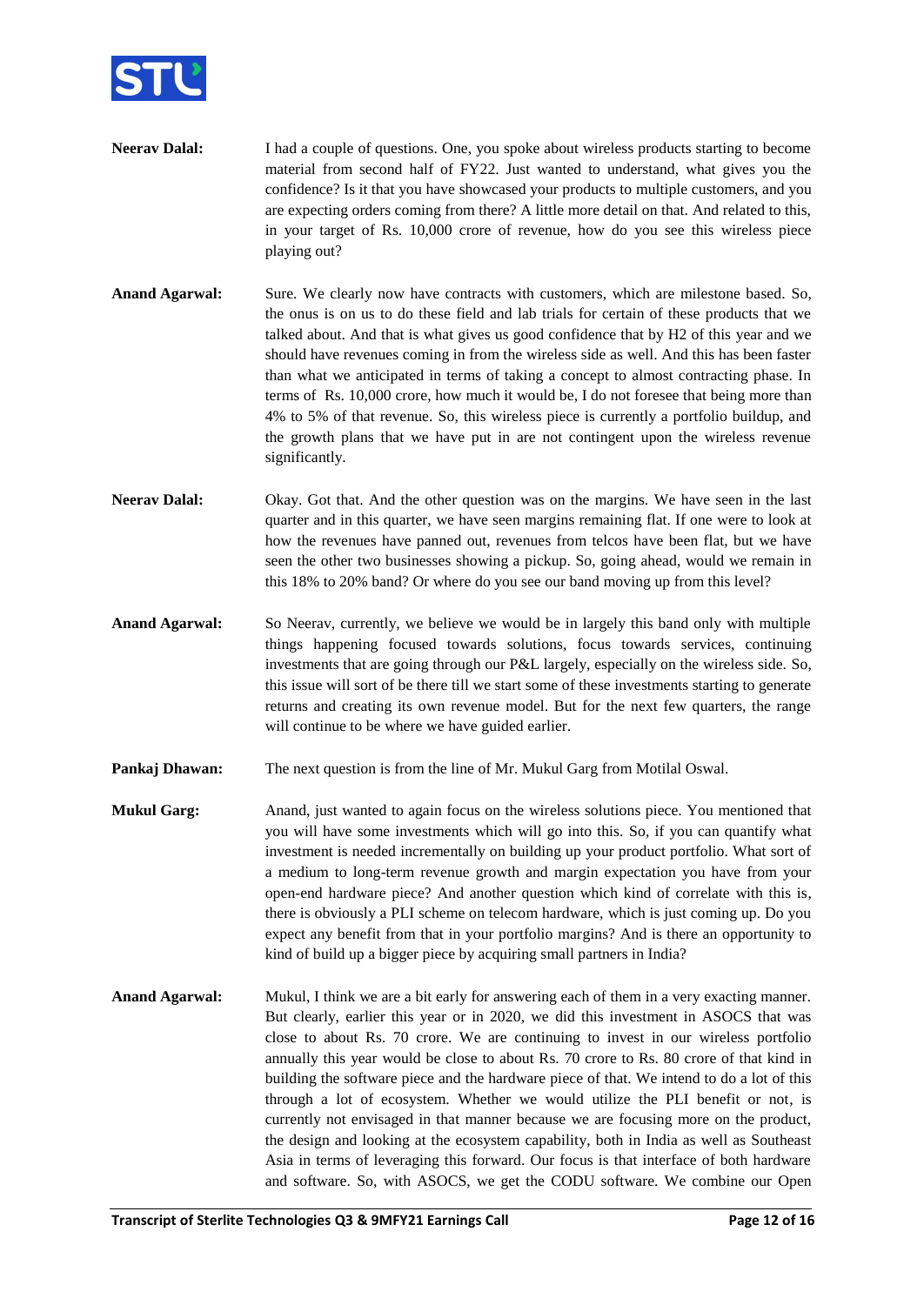**Neerav Dalal:** I had a couple of questions. One, you spoke about wireless products starting to become material from second half of FY22. Just wanted to understand, what gives you the confidence? Is it that you have showcased your products to multiple customers, and you are expecting orders coming from there? A little more detail on that. And related to this, in your target of Rs. 10,000 crore of revenue, how do you see this wireless piece playing out?

**Anand Agarwal:** Sure. We clearly now have contracts with customers, which are milestone based. So, the onus is on us to do these field and lab trials for certain of these products that we talked about. And that is what gives us good confidence that by H2 of this year and we should have revenues coming in from the wireless side as well. And this has been faster than what we anticipated in terms of taking a concept to almost contracting phase. In terms of Rs. 10,000 crore, how much it would be, I do not foresee that being more than 4% to 5% of that revenue. So, this wireless piece is currently a portfolio buildup, and the growth plans that we have put in are not contingent upon the wireless revenue significantly.

**Neerav Dalal:** Okay. Got that. And the other question was on the margins. We have seen in the last quarter and in this quarter, we have seen margins remaining flat. If one were to look at how the revenues have panned out, revenues from telcos have been flat, but we have seen the other two businesses showing a pickup. So, going ahead, would we remain in this 18% to 20% band? Or where do you see our band moving up from this level?

**Anand Agarwal:** So Neerav, currently, we believe we would be in largely this band only with multiple things happening focused towards solutions, focus towards services, continuing investments that are going through our P&L largely, especially on the wireless side. So, this issue will sort of be there till we start some of these investments starting to generate returns and creating its own revenue model. But for the next few quarters, the range will continue to be where we have guided earlier.

**Pankaj Dhawan:** The next question is from the line of Mr. Mukul Garg from Motilal Oswal.

**Mukul Garg:** Anand, just wanted to again focus on the wireless solutions piece. You mentioned that you will have some investments which will go into this. So, if you can quantify what investment is needed incrementally on building up your product portfolio. What sort of a medium to long-term revenue growth and margin expectation you have from your open-end hardware piece? And another question which kind of correlate with this is, there is obviously a PLI scheme on telecom hardware, which is just coming up. Do you expect any benefit from that in your portfolio margins? And is there an opportunity to kind of build up a bigger piece by acquiring small partners in India?

**Anand Agarwal:** Mukul, I think we are a bit early for answering each of them in a very exacting manner. But clearly, earlier this year or in 2020, we did this investment in ASOCS that was close to about Rs. 70 crore. We are continuing to invest in our wireless portfolio annually this year would be close to about Rs. 70 crore to Rs. 80 crore of that kind in building the software piece and the hardware piece of that. We intend to do a lot of this through a lot of ecosystem. Whether we would utilize the PLI benefit or not, is currently not envisaged in that manner because we are focusing more on the product, the design and looking at the ecosystem capability, both in India as well as Southeast Asia in terms of leveraging this forward. Our focus is that interface of both hardware and software. So, with ASOCS, we get the CODU software. We combine our Open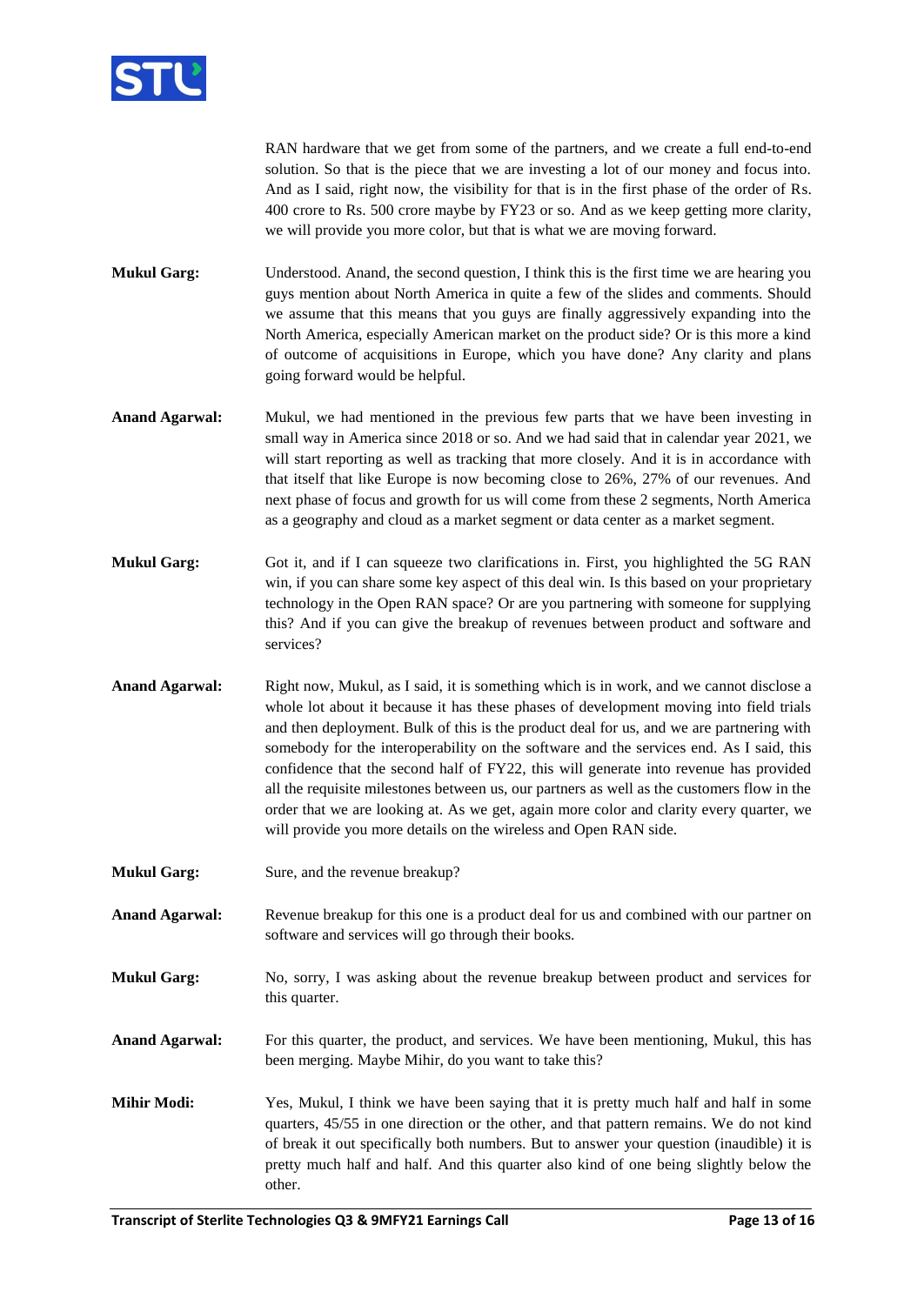RAN hardware that we get from some of the partners, and we create a full end-to-end solution. So that is the piece that we are investing a lot of our money and focus into. And as I said, right now, the visibility for that is in the first phase of the order of Rs. 400 crore to Rs. 500 crore maybe by FY23 or so. And as we keep getting more clarity, we will provide you more color, but that is what we are moving forward.

**Mukul Garg:** Understood. Anand, the second question, I think this is the first time we are hearing you guys mention about North America in quite a few of the slides and comments. Should we assume that this means that you guys are finally aggressively expanding into the North America, especially American market on the product side? Or is this more a kind of outcome of acquisitions in Europe, which you have done? Any clarity and plans going forward would be helpful.

**Anand Agarwal:** Mukul, we had mentioned in the previous few parts that we have been investing in small way in America since 2018 or so. And we had said that in calendar year 2021, we will start reporting as well as tracking that more closely. And it is in accordance with that itself that like Europe is now becoming close to 26%, 27% of our revenues. And next phase of focus and growth for us will come from these 2 segments, North America as a geography and cloud as a market segment or data center as a market segment.

**Mukul Garg:** Got it, and if I can squeeze two clarifications in. First, you highlighted the 5G RAN win, if you can share some key aspect of this deal win. Is this based on your proprietary technology in the Open RAN space? Or are you partnering with someone for supplying this? And if you can give the breakup of revenues between product and software and services?

**Anand Agarwal:** Right now, Mukul, as I said, it is something which is in work, and we cannot disclose a whole lot about it because it has these phases of development moving into field trials and then deployment. Bulk of this is the product deal for us, and we are partnering with somebody for the interoperability on the software and the services end. As I said, this confidence that the second half of FY22, this will generate into revenue has provided all the requisite milestones between us, our partners as well as the customers flow in the order that we are looking at. As we get, again more color and clarity every quarter, we will provide you more details on the wireless and Open RAN side.

**Mukul Garg:** Sure, and the revenue breakup?

**Anand Agarwal:** Revenue breakup for this one is a product deal for us and combined with our partner on software and services will go through their books.

**Mukul Garg:** No, sorry, I was asking about the revenue breakup between product and services for this quarter.

**Anand Agarwal:** For this quarter, the product, and services. We have been mentioning, Mukul, this has been merging. Maybe Mihir, do you want to take this?

**Mihir Modi:** Yes, Mukul, I think we have been saying that it is pretty much half and half in some quarters, 45/55 in one direction or the other, and that pattern remains. We do not kind of break it out specifically both numbers. But to answer your question (inaudible) it is pretty much half and half. And this quarter also kind of one being slightly below the other.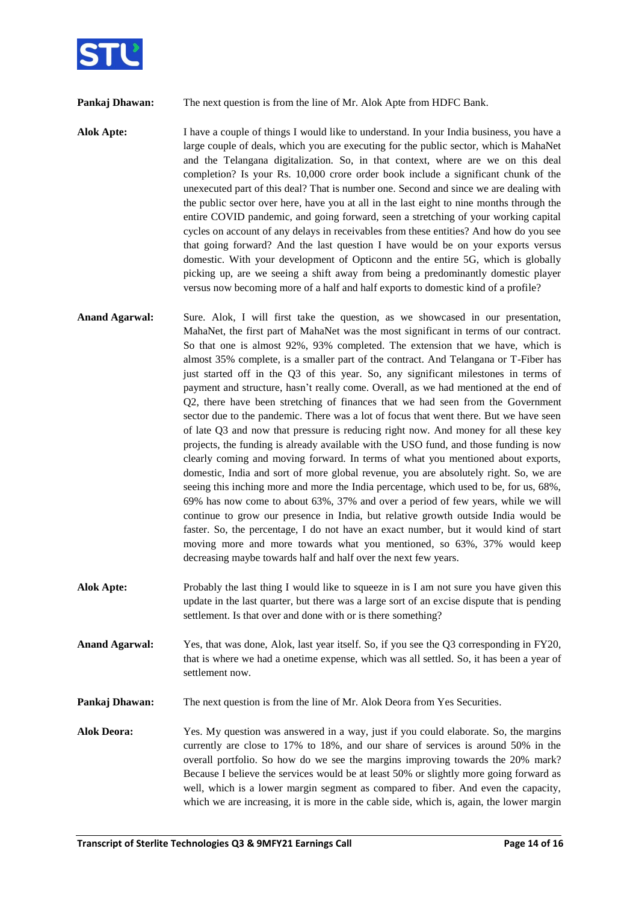**Pankaj Dhawan:** The next question is from the line of Mr. Alok Apte from HDFC Bank.

**Alok Apte:** I have a couple of things I would like to understand. In your India business, you have a large couple of deals, which you are executing for the public sector, which is MahaNet and the Telangana digitalization. So, in that context, where are we on this deal completion? Is your Rs. 10,000 crore order book include a significant chunk of the unexecuted part of this deal? That is number one. Second and since we are dealing with the public sector over here, have you at all in the last eight to nine months through the entire COVID pandemic, and going forward, seen a stretching of your working capital cycles on account of any delays in receivables from these entities? And how do you see that going forward? And the last question I have would be on your exports versus domestic. With your development of Opticonn and the entire 5G, which is globally picking up, are we seeing a shift away from being a predominantly domestic player versus now becoming more of a half and half exports to domestic kind of a profile?

**Anand Agarwal:** Sure. Alok, I will first take the question, as we showcased in our presentation, MahaNet, the first part of MahaNet was the most significant in terms of our contract. So that one is almost 92%, 93% completed. The extension that we have, which is almost 35% complete, is a smaller part of the contract. And Telangana or T-Fiber has just started off in the Q3 of this year. So, any significant milestones in terms of payment and structure, hasn't really come. Overall, as we had mentioned at the end of Q2, there have been stretching of finances that we had seen from the Government sector due to the pandemic. There was a lot of focus that went there. But we have seen of late Q3 and now that pressure is reducing right now. And money for all these key projects, the funding is already available with the USO fund, and those funding is now clearly coming and moving forward. In terms of what you mentioned about exports, domestic, India and sort of more global revenue, you are absolutely right. So, we are seeing this inching more and more the India percentage, which used to be, for us, 68%, 69% has now come to about 63%, 37% and over a period of few years, while we will continue to grow our presence in India, but relative growth outside India would be faster. So, the percentage, I do not have an exact number, but it would kind of start moving more and more towards what you mentioned, so 63%, 37% would keep decreasing maybe towards half and half over the next few years.

**Alok Apte:** Probably the last thing I would like to squeeze in is I am not sure you have given this update in the last quarter, but there was a large sort of an excise dispute that is pending settlement. Is that over and done with or is there something?

**Anand Agarwal:** Yes, that was done, Alok, last year itself. So, if you see the Q3 corresponding in FY20, that is where we had a onetime expense, which was all settled. So, it has been a year of settlement now.

**Pankaj Dhawan:** The next question is from the line of Mr. Alok Deora from Yes Securities.

**Alok Deora:** Yes. My question was answered in a way, just if you could elaborate. So, the margins currently are close to 17% to 18%, and our share of services is around 50% in the overall portfolio. So how do we see the margins improving towards the 20% mark? Because I believe the services would be at least 50% or slightly more going forward as well, which is a lower margin segment as compared to fiber. And even the capacity, which we are increasing, it is more in the cable side, which is, again, the lower margin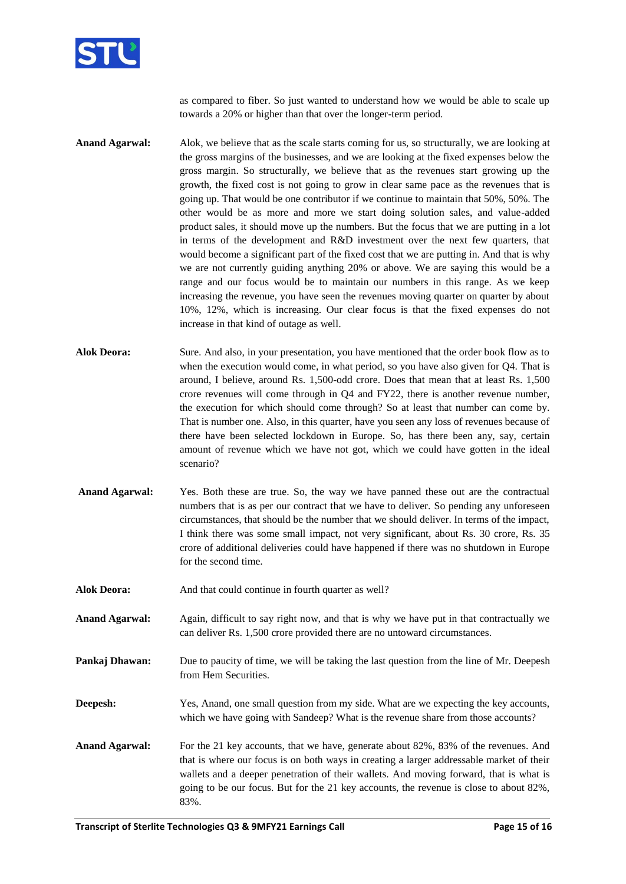as compared to fiber. So just wanted to understand how we would be able to scale up towards a 20% or higher than that over the longer-term period.

**Anand Agarwal:** Alok, we believe that as the scale starts coming for us, so structurally, we are looking at the gross margins of the businesses, and we are looking at the fixed expenses below the gross margin. So structurally, we believe that as the revenues start growing up the growth, the fixed cost is not going to grow in clear same pace as the revenues that is going up. That would be one contributor if we continue to maintain that 50%, 50%. The other would be as more and more we start doing solution sales, and value-added product sales, it should move up the numbers. But the focus that we are putting in a lot in terms of the development and R&D investment over the next few quarters, that would become a significant part of the fixed cost that we are putting in. And that is why we are not currently guiding anything 20% or above. We are saying this would be a range and our focus would be to maintain our numbers in this range. As we keep increasing the revenue, you have seen the revenues moving quarter on quarter by about 10%, 12%, which is increasing. Our clear focus is that the fixed expenses do not increase in that kind of outage as well.

**Alok Deora:** Sure. And also, in your presentation, you have mentioned that the order book flow as to when the execution would come, in what period, so you have also given for Q4. That is around, I believe, around Rs. 1,500-odd crore. Does that mean that at least Rs. 1,500 crore revenues will come through in Q4 and FY22, there is another revenue number, the execution for which should come through? So at least that number can come by. That is number one. Also, in this quarter, have you seen any loss of revenues because of there have been selected lockdown in Europe. So, has there been any, say, certain amount of revenue which we have not got, which we could have gotten in the ideal scenario?

**Anand Agarwal:** Yes. Both these are true. So, the way we have panned these out are the contractual numbers that is as per our contract that we have to deliver. So pending any unforeseen circumstances, that should be the number that we should deliver. In terms of the impact, I think there was some small impact, not very significant, about Rs. 30 crore, Rs. 35 crore of additional deliveries could have happened if there was no shutdown in Europe for the second time.

**Alok Deora:** And that could continue in fourth quarter as well?

**Anand Agarwal:** Again, difficult to say right now, and that is why we have put in that contractually we can deliver Rs. 1,500 crore provided there are no untoward circumstances.

**Pankaj Dhawan:** Due to paucity of time, we will be taking the last question from the line of Mr. Deepesh from Hem Securities.

**Deepesh:** Yes, Anand, one small question from my side. What are we expecting the key accounts, which we have going with Sandeep? What is the revenue share from those accounts?

**Anand Agarwal:** For the 21 key accounts, that we have, generate about 82%, 83% of the revenues. And that is where our focus is on both ways in creating a larger addressable market of their wallets and a deeper penetration of their wallets. And moving forward, that is what is going to be our focus. But for the 21 key accounts, the revenue is close to about 82%, 83%.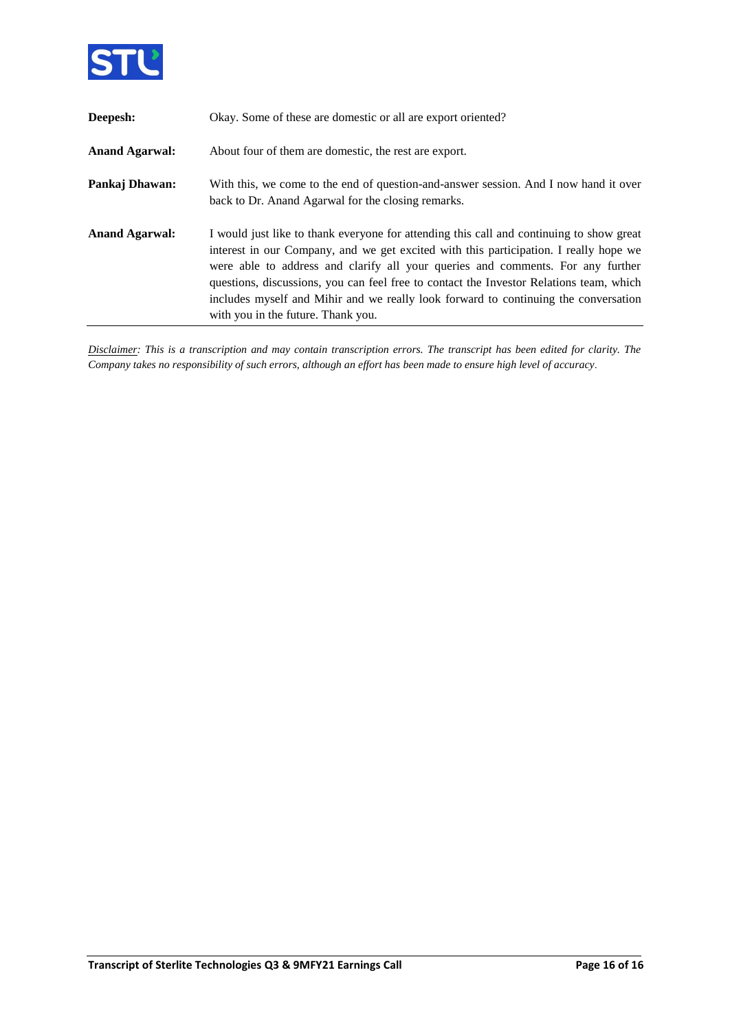**Deepesh:** Okay. Some of these are domestic or all are export oriented?

**Anand Agarwal:** About four of them are domestic, the rest are export.

**Pankaj Dhawan:** With this, we come to the end of question-and-answer session. And I now hand it over back to Dr. Anand Agarwal for the closing remarks.

**Anand Agarwal:** I would just like to thank everyone for attending this call and continuing to show great interest in our Company, and we get excited with this participation. I really hope we were able to address and clarify all your queries and comments. For any further questions, discussions, you can feel free to contact the Investor Relations team, which includes myself and Mihir and we really look forward to continuing the conversation with you in the future. Thank you.

*Disclaimer: This is a transcription and may contain transcription errors. The transcript has been edited for clarity. The Company takes no responsibility of such errors, although an effort has been made to ensure high level of accuracy.*